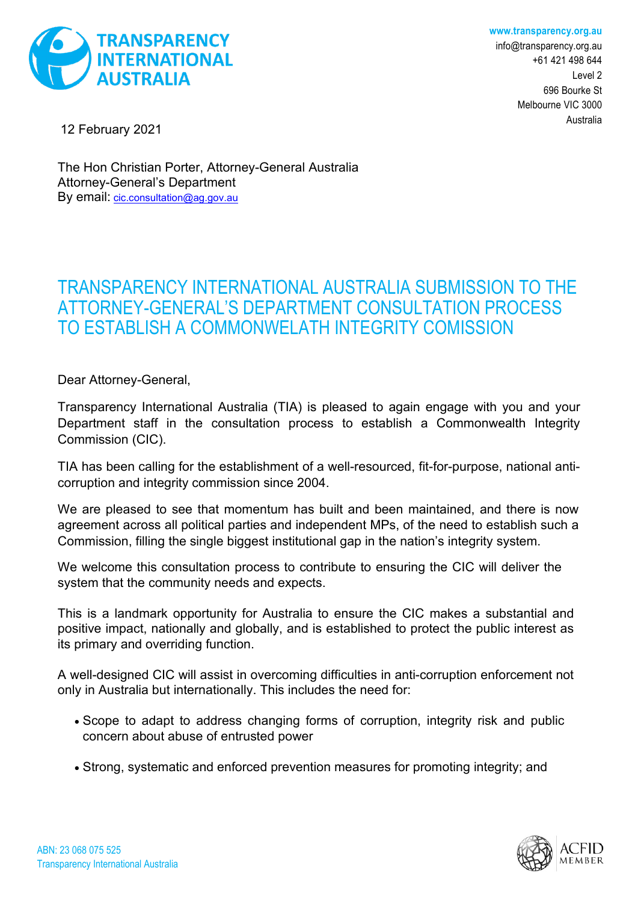# TRANSPARENCY INTERNATIONAL AUSTRALIA

www.transparency.org.au
info@transparency.org.au
+61 421 498 644
Level 2
696 Bourke St
Melbourne VIC 3000
Australia

12 February 2021

The Hon Christian Porter, Attorney-General Australia
Attorney-General's Department
By email: cic.consultation@ag.gov.au

## TRANSPARENCY INTERNATIONAL AUSTRALIA SUBMISSION TO THE ATTORNEY-GENERAL'S DEPARTMENT CONSULTATION PROCESS TO ESTABLISH A COMMONWELATH INTEGRITY COMISSION

Dear Attorney-General,

Transparency International Australia (TIA) is pleased to again engage with you and your Department staff in the consultation process to establish a Commonwealth Integrity Commission (CIC).

TIA has been calling for the establishment of a well-resourced, fit-for-purpose, national anti-corruption and integrity commission since 2004.

We are pleased to see that momentum has built and been maintained, and there is now agreement across all political parties and independent MPs, of the need to establish such a Commission, filling the single biggest institutional gap in the nation's integrity system.

We welcome this consultation process to contribute to ensuring the CIC will deliver the system that the community needs and expects.

This is a landmark opportunity for Australia to ensure the CIC makes a substantial and positive impact, nationally and globally, and is established to protect the public interest as its primary and overriding function.

A well-designed CIC will assist in overcoming difficulties in anti-corruption enforcement not only in Australia but internationally. This includes the need for:

- Scope to adapt to address changing forms of corruption, integrity risk and public concern about abuse of entrusted power
- Strong, systematic and enforced prevention measures for promoting integrity; and

ABN: 23 068 075 525
Transparency International Australia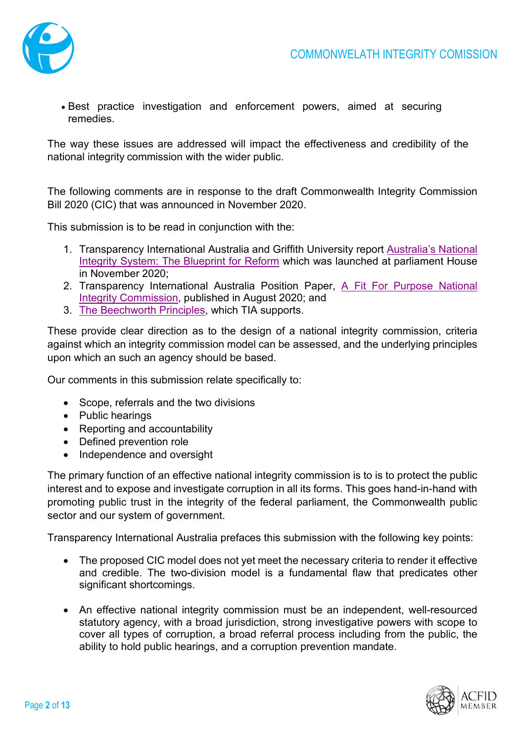- Best practice investigation and enforcement powers, aimed at securing remedies.

The way these issues are addressed will impact the effectiveness and credibility of the national integrity commission with the wider public.

The following comments are in response to the draft Commonwealth Integrity Commission Bill 2020 (CIC) that was announced in November 2020.

This submission is to be read in conjunction with the:

1. Transparency International Australia and Griffith University report Australia's National Integrity System: The Blueprint for Reform which was launched at parliament House in November 2020;
2. Transparency International Australia Position Paper, A Fit For Purpose National Integrity Commission, published in August 2020; and
3. The Beechworth Principles, which TIA supports.

These provide clear direction as to the design of a national integrity commission, criteria against which an integrity commission model can be assessed, and the underlying principles upon which an such an agency should be based.

Our comments in this submission relate specifically to:

- Scope, referrals and the two divisions
- Public hearings
- Reporting and accountability
- Defined prevention role
- Independence and oversight

The primary function of an effective national integrity commission is to is to protect the public interest and to expose and investigate corruption in all its forms. This goes hand-in-hand with promoting public trust in the integrity of the federal parliament, the Commonwealth public sector and our system of government.

Transparency International Australia prefaces this submission with the following key points:

- The proposed CIC model does not yet meet the necessary criteria to render it effective and credible. The two-division model is a fundamental flaw that predicates other significant shortcomings.

- An effective national integrity commission must be an independent, well-resourced statutory agency, with a broad jurisdiction, strong investigative powers with scope to cover all types of corruption, a broad referral process including from the public, the ability to hold public hearings, and a corruption prevention mandate.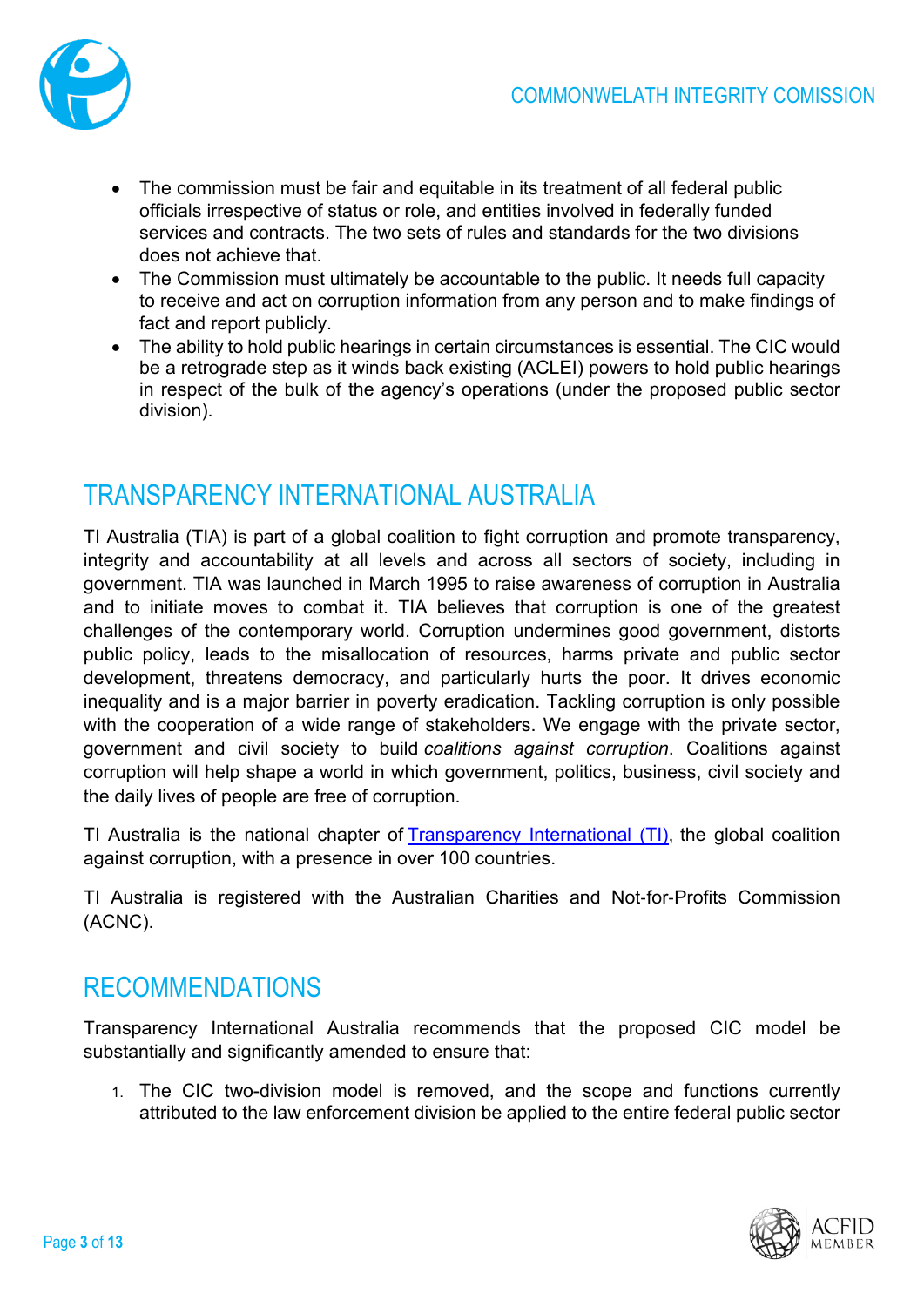- The commission must be fair and equitable in its treatment of all federal public officials irrespective of status or role, and entities involved in federally funded services and contracts. The two sets of rules and standards for the two divisions does not achieve that.
- The Commission must ultimately be accountable to the public. It needs full capacity to receive and act on corruption information from any person and to make findings of fact and report publicly.
- The ability to hold public hearings in certain circumstances is essential. The CIC would be a retrograde step as it winds back existing (ACLEI) powers to hold public hearings in respect of the bulk of the agency's operations (under the proposed public sector division).

## TRANSPARENCY INTERNATIONAL AUSTRALIA

TI Australia (TIA) is part of a global coalition to fight corruption and promote transparency, integrity and accountability at all levels and across all sectors of society, including in government. TIA was launched in March 1995 to raise awareness of corruption in Australia and to initiate moves to combat it. TIA believes that corruption is one of the greatest challenges of the contemporary world. Corruption undermines good government, distorts public policy, leads to the misallocation of resources, harms private and public sector development, threatens democracy, and particularly hurts the poor. It drives economic inequality and is a major barrier in poverty eradication. Tackling corruption is only possible with the cooperation of a wide range of stakeholders. We engage with the private sector, government and civil society to build *coalitions against corruption*. Coalitions against corruption will help shape a world in which government, politics, business, civil society and the daily lives of people are free of corruption.

TI Australia is the national chapter of [Transparency International (TI)](), the global coalition against corruption, with a presence in over 100 countries.

TI Australia is registered with the Australian Charities and Not-for-Profits Commission (ACNC).

## RECOMMENDATIONS

Transparency International Australia recommends that the proposed CIC model be substantially and significantly amended to ensure that:

1. The CIC two-division model is removed, and the scope and functions currently attributed to the law enforcement division be applied to the entire federal public sector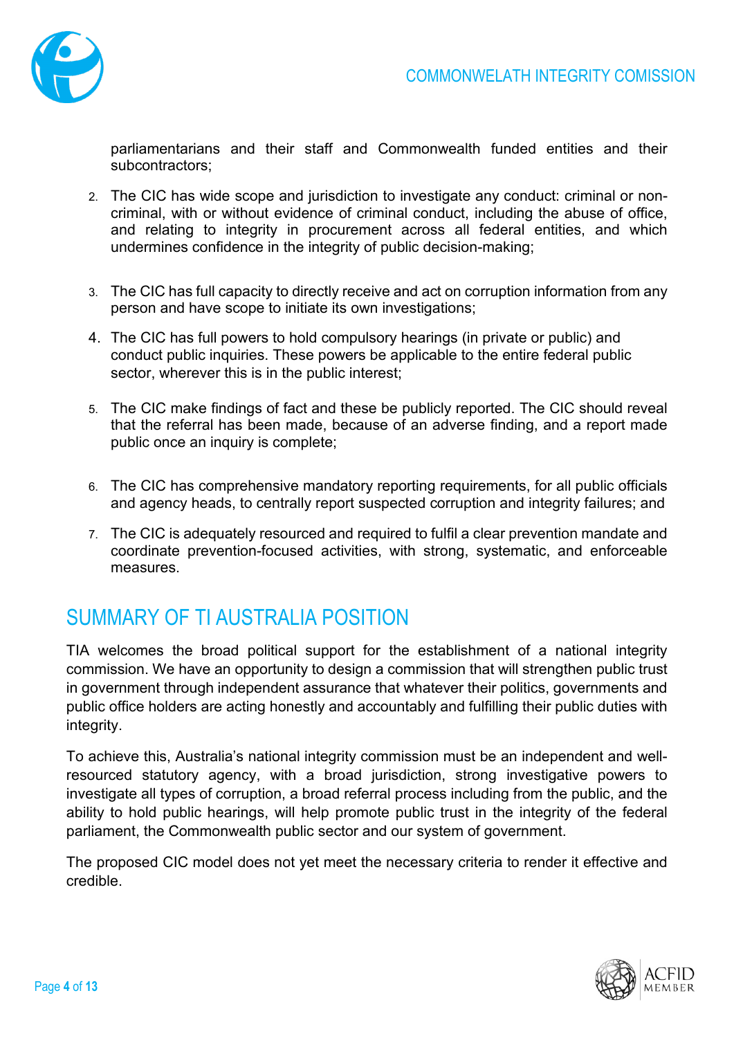parliamentarians and their staff and Commonwealth funded entities and their subcontractors;

2. The CIC has wide scope and jurisdiction to investigate any conduct: criminal or non-criminal, with or without evidence of criminal conduct, including the abuse of office, and relating to integrity in procurement across all federal entities, and which undermines confidence in the integrity of public decision-making;

3. The CIC has full capacity to directly receive and act on corruption information from any person and have scope to initiate its own investigations;

4. The CIC has full powers to hold compulsory hearings (in private or public) and conduct public inquiries. These powers be applicable to the entire federal public sector, wherever this is in the public interest;

5. The CIC make findings of fact and these be publicly reported. The CIC should reveal that the referral has been made, because of an adverse finding, and a report made public once an inquiry is complete;

6. The CIC has comprehensive mandatory reporting requirements, for all public officials and agency heads, to centrally report suspected corruption and integrity failures; and

7. The CIC is adequately resourced and required to fulfil a clear prevention mandate and coordinate prevention-focused activities, with strong, systematic, and enforceable measures.

## SUMMARY OF TI AUSTRALIA POSITION

TIA welcomes the broad political support for the establishment of a national integrity commission. We have an opportunity to design a commission that will strengthen public trust in government through independent assurance that whatever their politics, governments and public office holders are acting honestly and accountably and fulfilling their public duties with integrity.

To achieve this, Australia's national integrity commission must be an independent and well-resourced statutory agency, with a broad jurisdiction, strong investigative powers to investigate all types of corruption, a broad referral process including from the public, and the ability to hold public hearings, will help promote public trust in the integrity of the federal parliament, the Commonwealth public sector and our system of government.

The proposed CIC model does not yet meet the necessary criteria to render it effective and credible.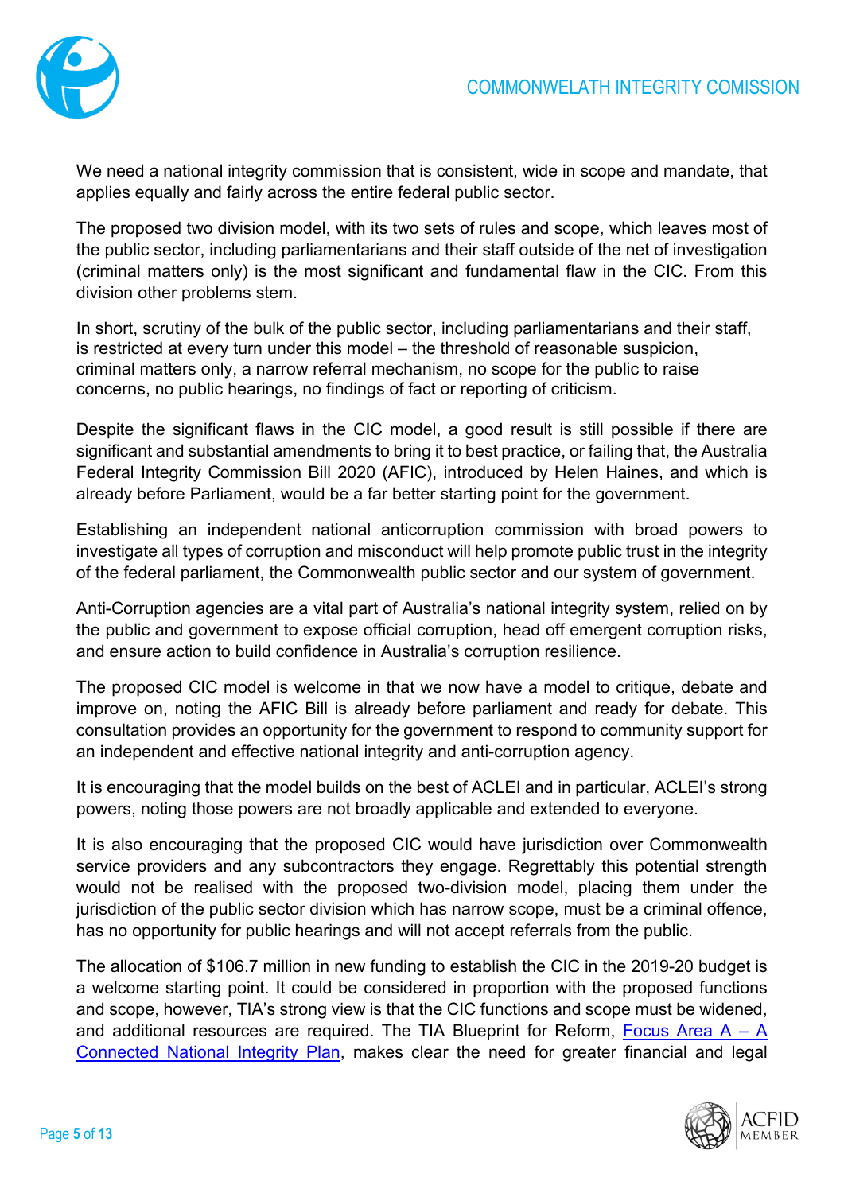We need a national integrity commission that is consistent, wide in scope and mandate, that applies equally and fairly across the entire federal public sector.

The proposed two division model, with its two sets of rules and scope, which leaves most of the public sector, including parliamentarians and their staff outside of the net of investigation (criminal matters only) is the most significant and fundamental flaw in the CIC. From this division other problems stem.

In short, scrutiny of the bulk of the public sector, including parliamentarians and their staff, is restricted at every turn under this model – the threshold of reasonable suspicion, criminal matters only, a narrow referral mechanism, no scope for the public to raise concerns, no public hearings, no findings of fact or reporting of criticism.

Despite the significant flaws in the CIC model, a good result is still possible if there are significant and substantial amendments to bring it to best practice, or failing that, the Australia Federal Integrity Commission Bill 2020 (AFIC), introduced by Helen Haines, and which is already before Parliament, would be a far better starting point for the government.

Establishing an independent national anticorruption commission with broad powers to investigate all types of corruption and misconduct will help promote public trust in the integrity of the federal parliament, the Commonwealth public sector and our system of government.

Anti-Corruption agencies are a vital part of Australia's national integrity system, relied on by the public and government to expose official corruption, head off emergent corruption risks, and ensure action to build confidence in Australia's corruption resilience.

The proposed CIC model is welcome in that we now have a model to critique, debate and improve on, noting the AFIC Bill is already before parliament and ready for debate. This consultation provides an opportunity for the government to respond to community support for an independent and effective national integrity and anti-corruption agency.

It is encouraging that the model builds on the best of ACLEI and in particular, ACLEI's strong powers, noting those powers are not broadly applicable and extended to everyone.

It is also encouraging that the proposed CIC would have jurisdiction over Commonwealth service providers and any subcontractors they engage. Regrettably this potential strength would not be realised with the proposed two-division model, placing them under the jurisdiction of the public sector division which has narrow scope, must be a criminal offence, has no opportunity for public hearings and will not accept referrals from the public.

The allocation of $106.7 million in new funding to establish the CIC in the 2019-20 budget is a welcome starting point. It could be considered in proportion with the proposed functions and scope, however, TIA's strong view is that the CIC functions and scope must be widened, and additional resources are required. The TIA Blueprint for Reform, Focus Area A – A Connected National Integrity Plan, makes clear the need for greater financial and legal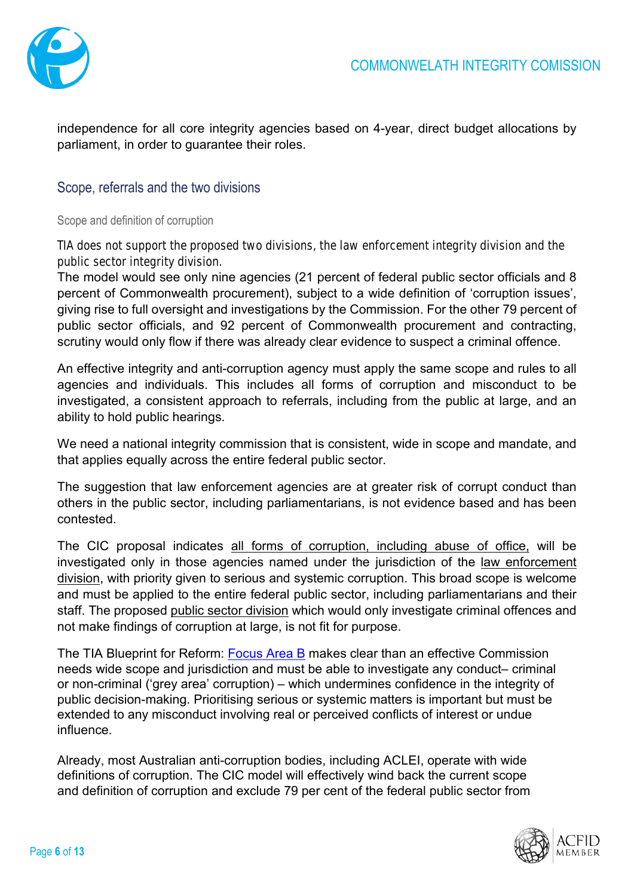independence for all core integrity agencies based on 4-year, direct budget allocations by parliament, in order to guarantee their roles.

## Scope, referrals and the two divisions

### Scope and definition of corruption

*TIA does not support the proposed two divisions, the law enforcement integrity division and the public sector integrity division.*

The model would see only nine agencies (21 percent of federal public sector officials and 8 percent of Commonwealth procurement), subject to a wide definition of 'corruption issues', giving rise to full oversight and investigations by the Commission. For the other 79 percent of public sector officials, and 92 percent of Commonwealth procurement and contracting, scrutiny would only flow if there was already clear evidence to suspect a criminal offence.

An effective integrity and anti-corruption agency must apply the same scope and rules to all agencies and individuals. This includes all forms of corruption and misconduct to be investigated, a consistent approach to referrals, including from the public at large, and an ability to hold public hearings.

We need a national integrity commission that is consistent, wide in scope and mandate, and that applies equally across the entire federal public sector.

The suggestion that law enforcement agencies are at greater risk of corrupt conduct than others in the public sector, including parliamentarians, is not evidence based and has been contested.

The CIC proposal indicates all forms of corruption, including abuse of office, will be investigated only in those agencies named under the jurisdiction of the law enforcement division, with priority given to serious and systemic corruption. This broad scope is welcome and must be applied to the entire federal public sector, including parliamentarians and their staff. The proposed public sector division which would only investigate criminal offences and not make findings of corruption at large, is not fit for purpose.

The TIA Blueprint for Reform: [Focus Area B] makes clear than an effective Commission needs wide scope and jurisdiction and must be able to investigate any conduct– criminal or non-criminal ('grey area' corruption) – which undermines confidence in the integrity of public decision-making. Prioritising serious or systemic matters is important but must be extended to any misconduct involving real or perceived conflicts of interest or undue influence.

Already, most Australian anti-corruption bodies, including ACLEI, operate with wide definitions of corruption. The CIC model will effectively wind back the current scope and definition of corruption and exclude 79 per cent of the federal public sector from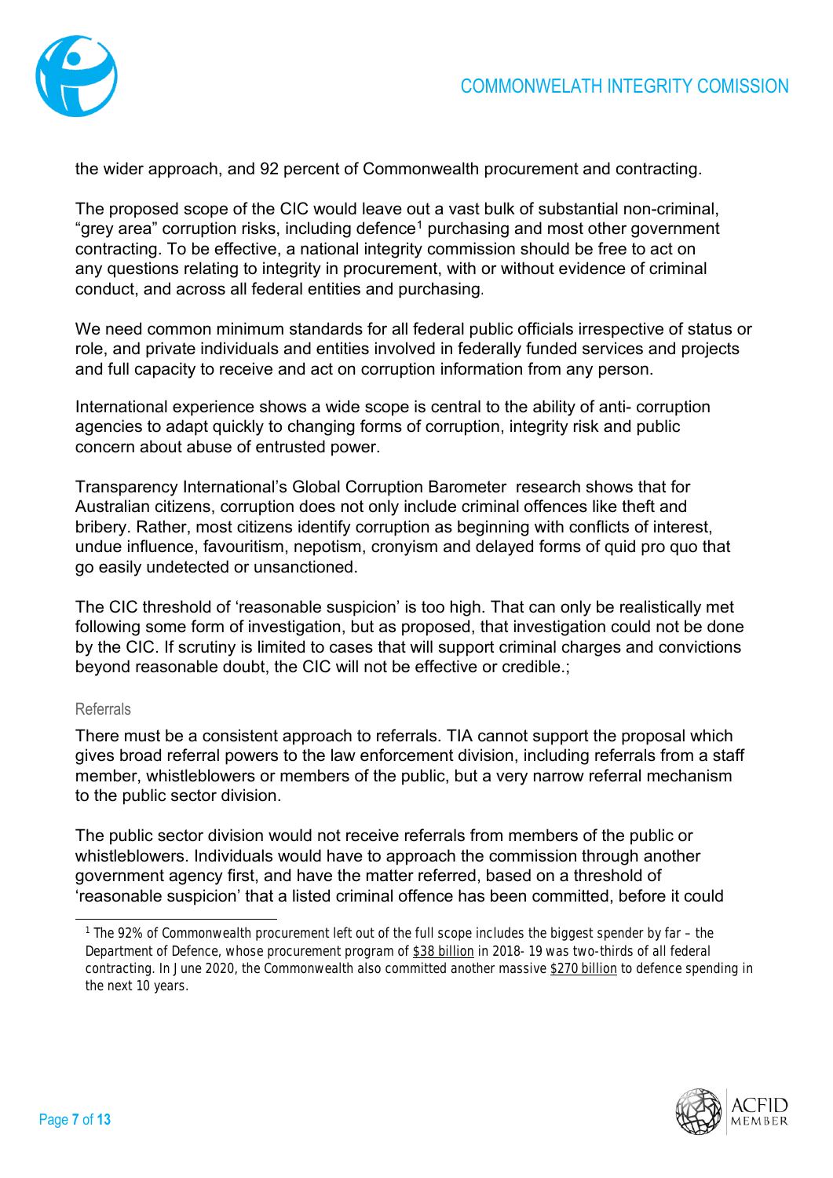the wider approach, and 92 percent of Commonwealth procurement and contracting.

The proposed scope of the CIC would leave out a vast bulk of substantial non-criminal, "grey area" corruption risks, including defence[1] purchasing and most other government contracting. To be effective, a national integrity commission should be free to act on any questions relating to integrity in procurement, with or without evidence of criminal conduct, and across all federal entities and purchasing.

We need common minimum standards for all federal public officials irrespective of status or role, and private individuals and entities involved in federally funded services and projects and full capacity to receive and act on corruption information from any person.

International experience shows a wide scope is central to the ability of anti- corruption agencies to adapt quickly to changing forms of corruption, integrity risk and public concern about abuse of entrusted power.

Transparency International's Global Corruption Barometer research shows that for Australian citizens, corruption does not only include criminal offences like theft and bribery. Rather, most citizens identify corruption as beginning with conflicts of interest, undue influence, favouritism, nepotism, cronyism and delayed forms of quid pro quo that go easily undetected or unsanctioned.

The CIC threshold of 'reasonable suspicion' is too high. That can only be realistically met following some form of investigation, but as proposed, that investigation could not be done by the CIC. If scrutiny is limited to cases that will support criminal charges and convictions beyond reasonable doubt, the CIC will not be effective or credible.;

#### Referrals

There must be a consistent approach to referrals. TIA cannot support the proposal which gives broad referral powers to the law enforcement division, including referrals from a staff member, whistleblowers or members of the public, but a very narrow referral mechanism to the public sector division.

The public sector division would not receive referrals from members of the public or whistleblowers. Individuals would have to approach the commission through another government agency first, and have the matter referred, based on a threshold of 'reasonable suspicion' that a listed criminal offence has been committed, before it could

---

[1] The 92% of Commonwealth procurement left out of the full scope includes the biggest spender by far – the Department of Defence, whose procurement program of $38 billion in 2018- 19 was two-thirds of all federal contracting. In June 2020, the Commonwealth also committed another massive $270 billion to defence spending in the next 10 years.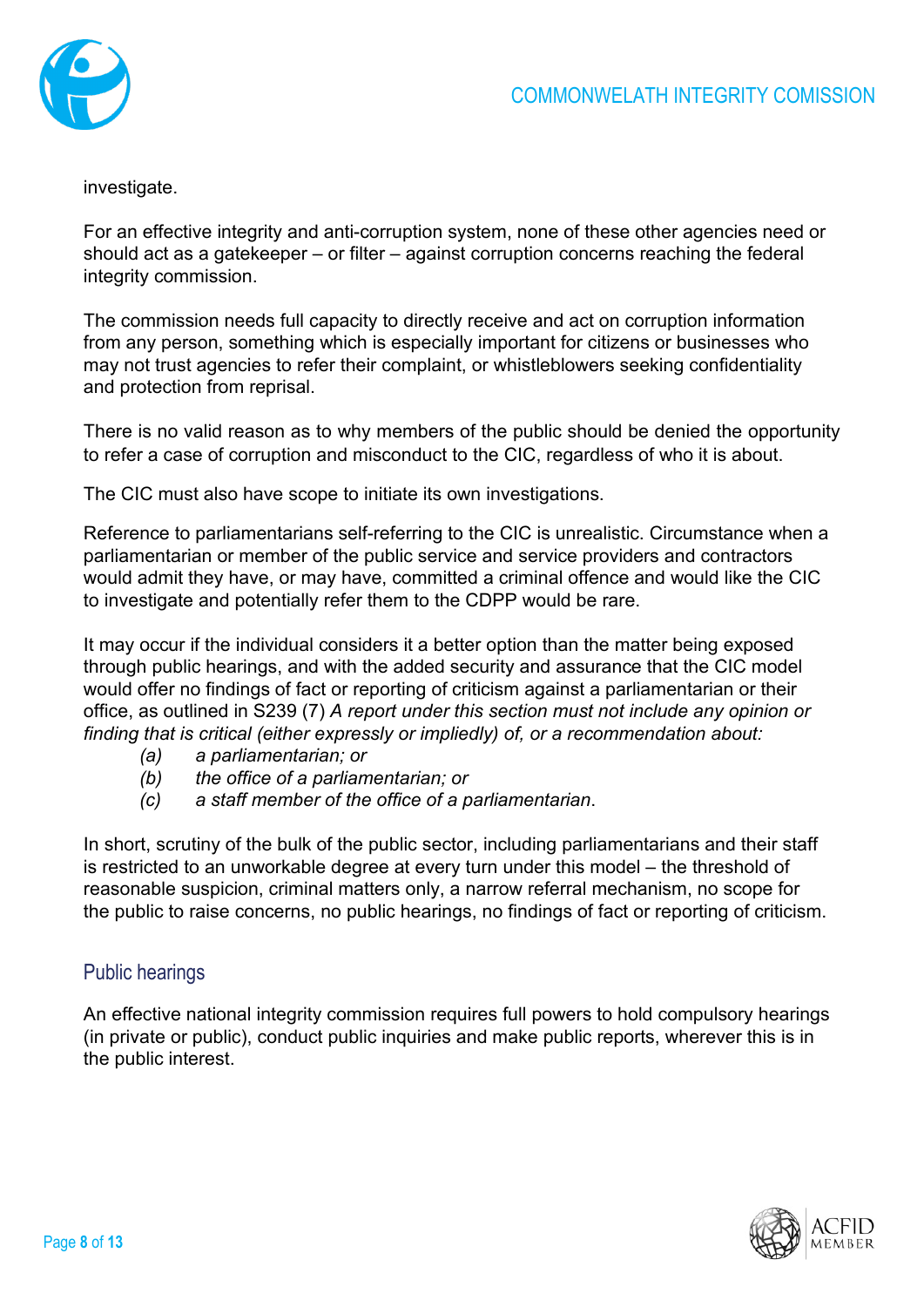investigate.

For an effective integrity and anti-corruption system, none of these other agencies need or should act as a gatekeeper – or filter – against corruption concerns reaching the federal integrity commission.

The commission needs full capacity to directly receive and act on corruption information from any person, something which is especially important for citizens or businesses who may not trust agencies to refer their complaint, or whistleblowers seeking confidentiality and protection from reprisal.

There is no valid reason as to why members of the public should be denied the opportunity to refer a case of corruption and misconduct to the CIC, regardless of who it is about.

The CIC must also have scope to initiate its own investigations.

Reference to parliamentarians self-referring to the CIC is unrealistic. Circumstance when a parliamentarian or member of the public service and service providers and contractors would admit they have, or may have, committed a criminal offence and would like the CIC to investigate and potentially refer them to the CDPP would be rare.

It may occur if the individual considers it a better option than the matter being exposed through public hearings, and with the added security and assurance that the CIC model would offer no findings of fact or reporting of criticism against a parliamentarian or their office, as outlined in S239 (7) *A report under this section must not include any opinion or finding that is critical (either expressly or impliedly) of, or a recommendation about:*

> *(a) a parliamentarian; or*
> *(b) the office of a parliamentarian; or*
> *(c) a staff member of the office of a parliamentarian*.

In short, scrutiny of the bulk of the public sector, including parliamentarians and their staff is restricted to an unworkable degree at every turn under this model – the threshold of reasonable suspicion, criminal matters only, a narrow referral mechanism, no scope for the public to raise concerns, no public hearings, no findings of fact or reporting of criticism.

## Public hearings

An effective national integrity commission requires full powers to hold compulsory hearings (in private or public), conduct public inquiries and make public reports, wherever this is in the public interest.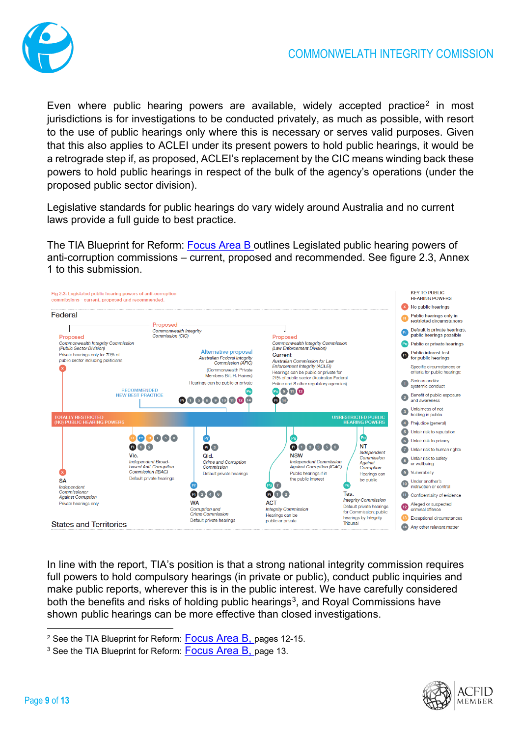Even where public hearing powers are available, widely accepted practice[2] in most jurisdictions is for investigations to be conducted privately, as much as possible, with resort to the use of public hearings only where this is necessary or serves valid purposes. Given that this also applies to ACLEI under its present powers to hold public hearings, it would be a retrograde step if, as proposed, ACLEI's replacement by the CIC means winding back these powers to hold public hearings in respect of the bulk of the agency's operations (under the proposed public sector division).

Legislative standards for public hearings do vary widely around Australia and no current laws provide a full guide to best practice.

The TIA Blueprint for Reform: Focus Area B outlines Legislated public hearing powers of anti-corruption commissions – current, proposed and recommended. See figure 2.3, Annex 1 to this submission.

Fig 2.3: Legislated public hearing powers of anti-corruption commissions – current, proposed and recommended.

**Federal**

Proposed
*Commonwealth Integrity Commission (CIC)*

Proposed
*Commonwealth Integrity Commission (Public Sector Division)*
Private hearings only for 79% of public sector including politicians
X

Alternative proposal
*Australian Federal Integrity Commission (AFIC)*
(Commonwealth Private Members Bill, H. Haines)
Hearings can be public or private
Pu

Proposed
*Commonwealth Integrity Commission (Law Enforcement Division)*
Current
*Australian Commission for Law Enforcement Integrity (ACLEI)*
Hearings can be public or private for 21% of public sector (Australian Federal Police and 8 other regulatory agencies)
Pu 5 11 12
PI 14

RECOMMENDED NEW BEST PRACTICE
PI 1 5 6 9 10 11 12 14

TOTALLY RESTRICTED (NO) PUBLIC HEARING POWERS — UNRESTRICTED PUBLIC HEARING POWERS

**States and Territories**

SA
*Independent Commissioner Against Corruption*
Private hearings only
X

Vic.
*Independent Broad-based Anti-Corruption Commission (IBAC)*
Default private hearings
R Pr 13 1 5 8
PI 1 2

Qld.
*Crime and Corruption Commission*
Default private hearings
Pr
PI 3

WA
*Corruption and Crime Commission*
Default private hearings
Pr
PI 2 4 6

NSW
*Independent Commission Against Corruption (ICAC)*
Public hearings if in the public interest
Pu
PI 1 2 3 5 6

ACT
*Integrity Commission*
Hearings can be public or private
Pu 7
PI 1 2

NT
*Independent Commission Against Corruption*
Hearings can be public
Pu

Tas.
*Integrity Commission*
Default private hearings for Commission; public hearings by Integrity Tribunal
Pu

KEY TO PUBLIC HEARING POWERS
- X No public hearings
- R Public hearings only in restricted circumstances
- Pr Default is private hearings, public hearings possible
- Pu Public or private hearings
- PI Public interest test for public hearings

Specific circumstances or criteria for public hearings:
1. Serious and/or systemic conduct
2. Benefit of public exposure and awareness
3. Unfairness of not holding in public
4. Prejudice (general)
5. Unfair risk to reputation
6. Unfair risk to privacy
7. Unfair risk to human rights
8. Unfair risk to safety or wellbeing
9. Vulnerability
10. Under another's instruction or control
11. Confidentiality of evidence
12. Alleged or suspected criminal offence
13. Exceptional circumstances
14. Any other relevant matter

In line with the report, TIA's position is that a strong national integrity commission requires full powers to hold compulsory hearings (in private or public), conduct public inquiries and make public reports, wherever this is in the public interest. We have carefully considered both the benefits and risks of holding public hearings[3], and Royal Commissions have shown public hearings can be more effective than closed investigations.

---

[2] See the TIA Blueprint for Reform: Focus Area B, pages 12-15.

[3] See the TIA Blueprint for Reform: Focus Area B, page 13.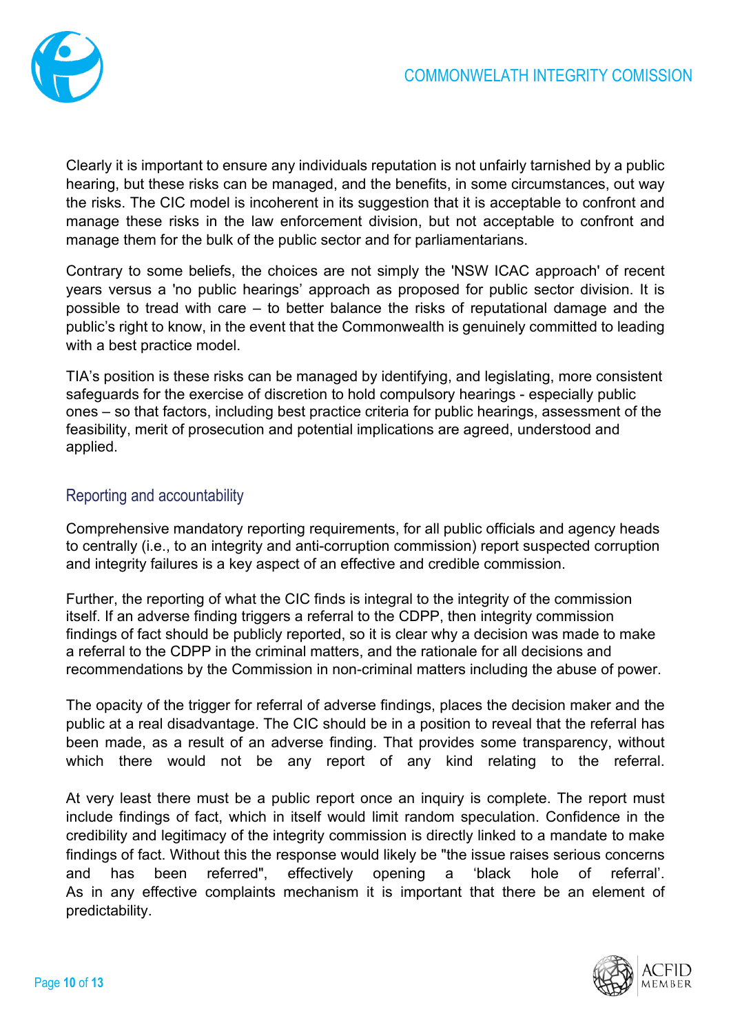Clearly it is important to ensure any individuals reputation is not unfairly tarnished by a public hearing, but these risks can be managed, and the benefits, in some circumstances, out way the risks. The CIC model is incoherent in its suggestion that it is acceptable to confront and manage these risks in the law enforcement division, but not acceptable to confront and manage them for the bulk of the public sector and for parliamentarians.

Contrary to some beliefs, the choices are not simply the 'NSW ICAC approach' of recent years versus a 'no public hearings' approach as proposed for public sector division. It is possible to tread with care – to better balance the risks of reputational damage and the public's right to know, in the event that the Commonwealth is genuinely committed to leading with a best practice model.

TIA's position is these risks can be managed by identifying, and legislating, more consistent safeguards for the exercise of discretion to hold compulsory hearings - especially public ones – so that factors, including best practice criteria for public hearings, assessment of the feasibility, merit of prosecution and potential implications are agreed, understood and applied.

## Reporting and accountability

Comprehensive mandatory reporting requirements, for all public officials and agency heads to centrally (i.e., to an integrity and anti-corruption commission) report suspected corruption and integrity failures is a key aspect of an effective and credible commission.

Further, the reporting of what the CIC finds is integral to the integrity of the commission itself. If an adverse finding triggers a referral to the CDPP, then integrity commission findings of fact should be publicly reported, so it is clear why a decision was made to make a referral to the CDPP in the criminal matters, and the rationale for all decisions and recommendations by the Commission in non-criminal matters including the abuse of power.

The opacity of the trigger for referral of adverse findings, places the decision maker and the public at a real disadvantage. The CIC should be in a position to reveal that the referral has been made, as a result of an adverse finding. That provides some transparency, without which there would not be any report of any kind relating to the referral.

At very least there must be a public report once an inquiry is complete. The report must include findings of fact, which in itself would limit random speculation. Confidence in the credibility and legitimacy of the integrity commission is directly linked to a mandate to make findings of fact. Without this the response would likely be "the issue raises serious concerns and has been referred", effectively opening a 'black hole of referral'. As in any effective complaints mechanism it is important that there be an element of predictability.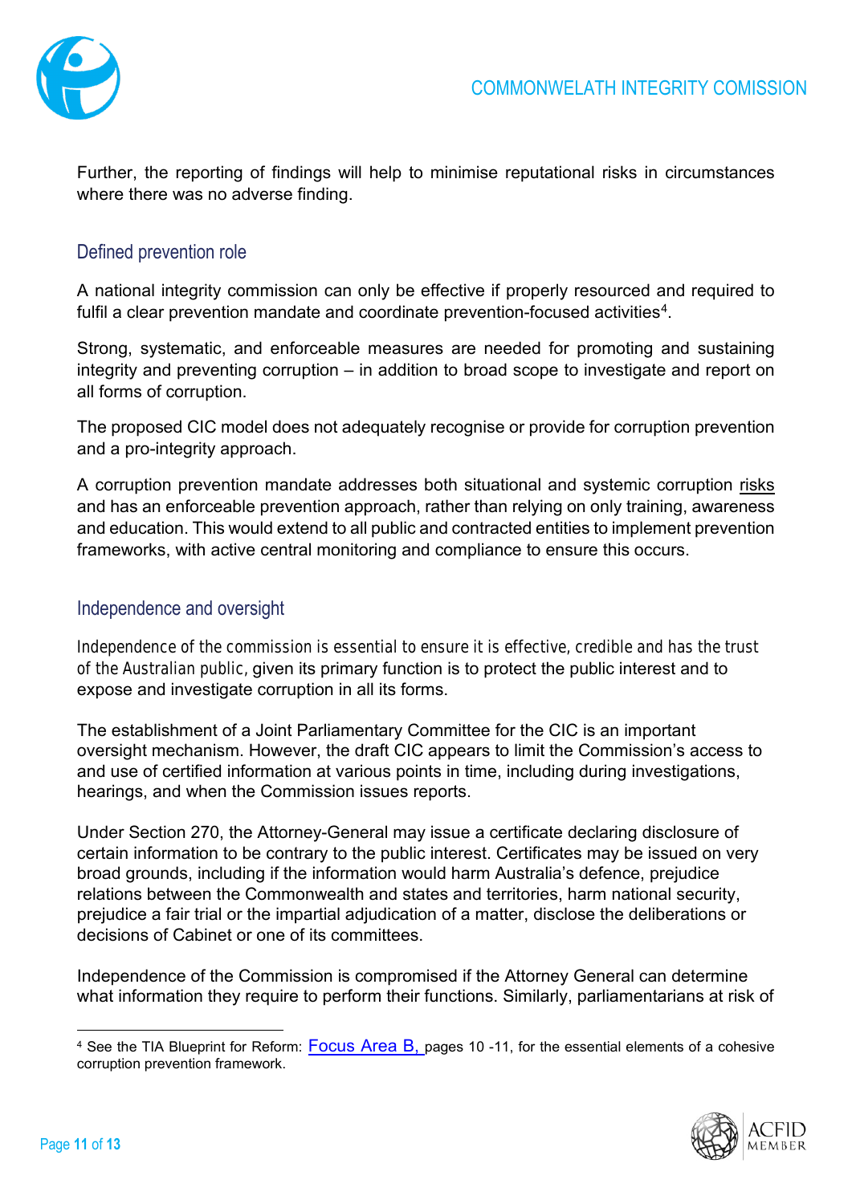Further, the reporting of findings will help to minimise reputational risks in circumstances where there was no adverse finding.

## Defined prevention role

A national integrity commission can only be effective if properly resourced and required to fulfil a clear prevention mandate and coordinate prevention-focused activities[4].

Strong, systematic, and enforceable measures are needed for promoting and sustaining integrity and preventing corruption – in addition to broad scope to investigate and report on all forms of corruption.

The proposed CIC model does not adequately recognise or provide for corruption prevention and a pro-integrity approach.

A corruption prevention mandate addresses both situational and systemic corruption risks and has an enforceable prevention approach, rather than relying on only training, awareness and education. This would extend to all public and contracted entities to implement prevention frameworks, with active central monitoring and compliance to ensure this occurs.

## Independence and oversight

Independence of the commission is essential to ensure it is effective, credible and has the trust of the Australian public, given its primary function is to protect the public interest and to expose and investigate corruption in all its forms.

The establishment of a Joint Parliamentary Committee for the CIC is an important oversight mechanism. However, the draft CIC appears to limit the Commission's access to and use of certified information at various points in time, including during investigations, hearings, and when the Commission issues reports.

Under Section 270, the Attorney-General may issue a certificate declaring disclosure of certain information to be contrary to the public interest. Certificates may be issued on very broad grounds, including if the information would harm Australia's defence, prejudice relations between the Commonwealth and states and territories, harm national security, prejudice a fair trial or the impartial adjudication of a matter, disclose the deliberations or decisions of Cabinet or one of its committees.

Independence of the Commission is compromised if the Attorney General can determine what information they require to perform their functions. Similarly, parliamentarians at risk of

---

[4] See the TIA Blueprint for Reform: Focus Area B, pages 10 -11, for the essential elements of a cohesive corruption prevention framework.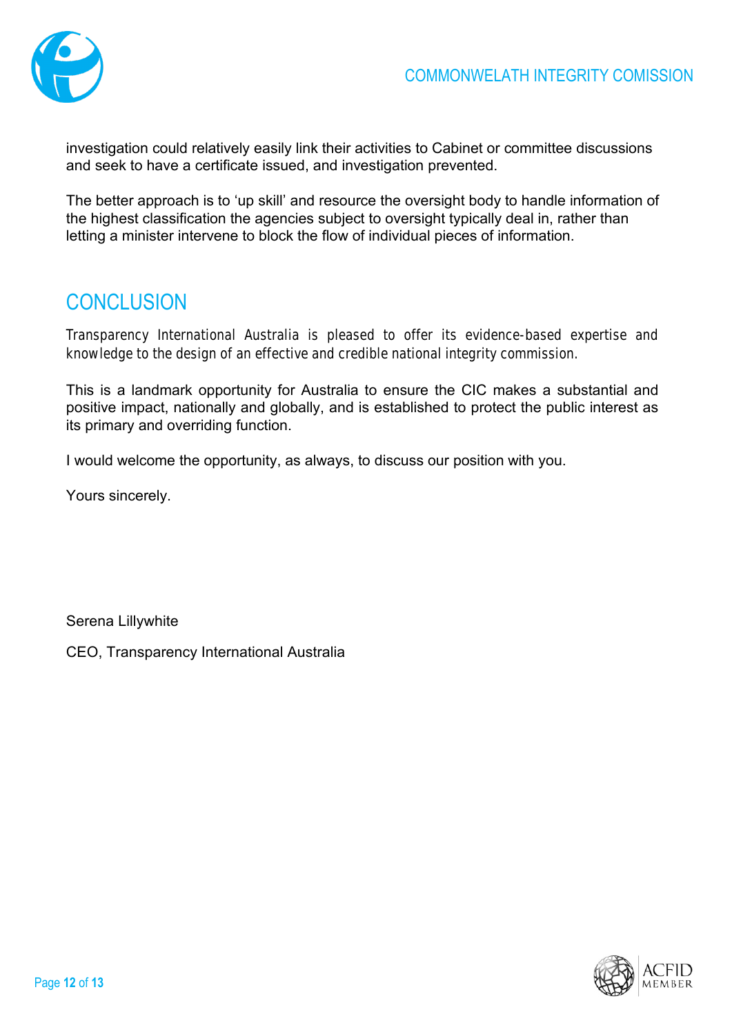investigation could relatively easily link their activities to Cabinet or committee discussions and seek to have a certificate issued, and investigation prevented.

The better approach is to 'up skill' and resource the oversight body to handle information of the highest classification the agencies subject to oversight typically deal in, rather than letting a minister intervene to block the flow of individual pieces of information.

## CONCLUSION

Transparency International Australia is pleased to offer its evidence-based expertise and knowledge to the design of an effective and credible national integrity commission.

This is a landmark opportunity for Australia to ensure the CIC makes a substantial and positive impact, nationally and globally, and is established to protect the public interest as its primary and overriding function.

I would welcome the opportunity, as always, to discuss our position with you.

Yours sincerely.

Serena Lillywhite

CEO, Transparency International Australia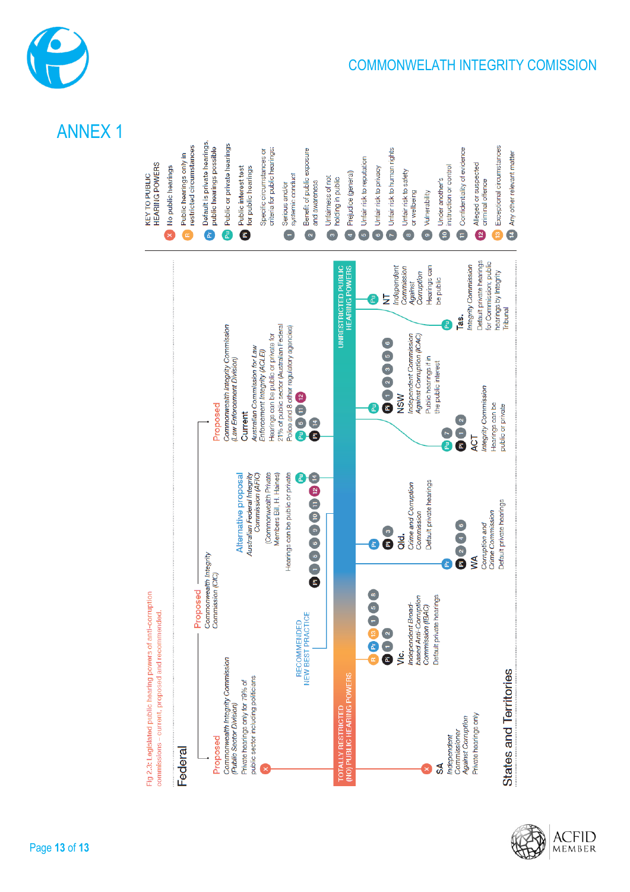# ANNEX 1

Fig 2.3: Legislated public hearing powers of anti-corruption commissions – current, proposed and recommended.

## Federal

**Proposed**
*Commonwealth Integrity Commission (Public Sector Division)*
Private hearings only for 79% of public sector including politicians
X

**Proposed**
*Commonwealth Integrity Commission (CIC)*

**Proposed**
*Commonwealth Integrity Commission (Law Enforcement Division)*

**Current**
*Australian Commission for Law Enforcement Integrity (ACLEI)*
Hearings can be public or private for 21% of public sector (Australian Federal Police and 8 other regulatory agencies)
Pu 5 11 12
Pi 14

RECOMMENDED NEW BEST PRACTICE

**Alternative proposal**
*Australian Federal Integrity Commission (AFIC)*
(Commonwealth Private Members Bill, H. Haines)
Hearings can be public or private
Pi 1 5 6 9 10 11 12 14 Pu

TOTALLY RESTRICTED (NO) PUBLIC HEARING POWERS

UNRESTRICTED PUBLIC HEARING POWERS

## States and Territories

**SA**
*Independent Commissioner Against Corruption*
Private hearings only
X

**Vic.**
*Independent Broad-based Anti-Corruption Commission (IBAC)*
Default private hearings
R Pr 13 1 5 8
Pi 1 2

**WA**
*Corruption and Crime Commission*
Default private hearings
Pr
Pi 2 4 6

**Qld.**
*Crime and Corruption Commission*
Default private hearings
Pr
Pi 3

**ACT**
*Integrity Commission*
Hearings can be public or private
Pu 7
Pi 1 2

**NSW**
*Independent Commission Against Corruption (ICAC)*
Public hearings if in the public interest
Pu
Pi 1 2 3 5 6

**Tas.**
*Integrity Commission*
Default private hearings for Commission; public hearings by Integrity Tribunal
Pu

**NT**
*Independent Commission Against Corruption*
Hearings can be public
Pu

## KEY TO PUBLIC HEARING POWERS

- X No public hearings
- R Public hearings only in restricted circumstances
- Pr Default is private hearings, public hearings possible
- Pu Public or private hearings
- Pi Public interest test for public hearings

Specific circumstances or criteria for public hearings:

1. Serious and/or systemic conduct
2. Benefit of public exposure and awareness
3. Unfairness of not holding in public
4. Prejudice (general)
5. Unfair risk to reputation
6. Unfair risk to privacy
7. Unfair risk to human rights
8. Unfair risk to safety or wellbeing
9. Vulnerability
10. Under another's instruction or control
11. Confidentiality of evidence
12. Alleged or suspected criminal offence
13. Exceptional circumstances
14. Any other relevant matter